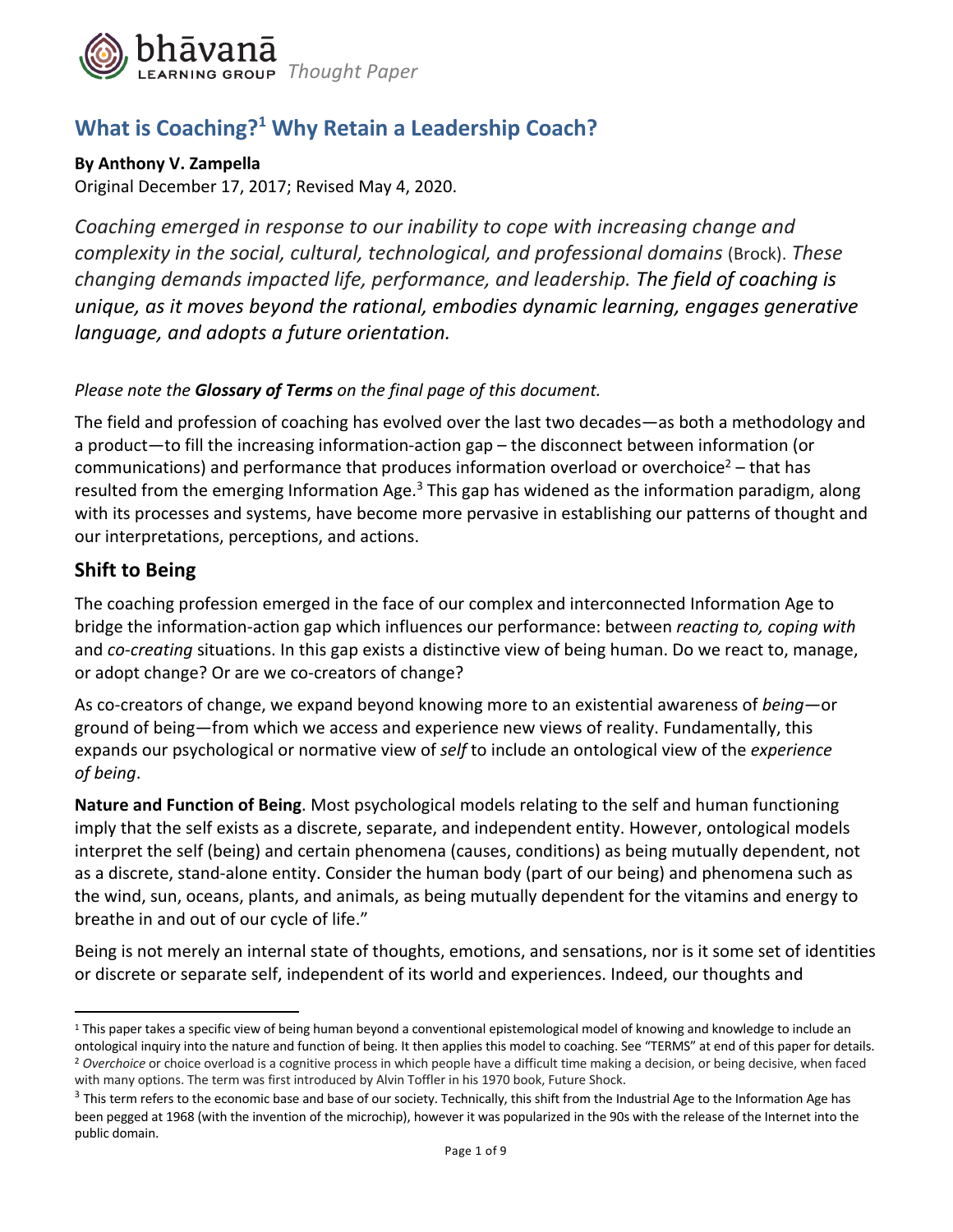bhāvanā LEARNING GROUP *Thought Paper*

# What is Coaching?[1] Why Retain a Leadership Coach?

**By Anthony V. Zampella**

Original December 17, 2017; Revised May 4, 2020.

*Coaching emerged in response to our inability to cope with increasing change and complexity in the social, cultural, technological, and professional domains* (Brock). *These changing demands impacted life, performance, and leadership. The field of coaching is unique, as it moves beyond the rational, embodies dynamic learning, engages generative language, and adopts a future orientation.*

*Please note the **Glossary of Terms** on the final page of this document.*

The field and profession of coaching has evolved over the last two decades—as both a methodology and a product—to fill the increasing information-action gap – the disconnect between information (or communications) and performance that produces information overload or overchoice[2] – that has resulted from the emerging Information Age.[3] This gap has widened as the information paradigm, along with its processes and systems, have become more pervasive in establishing our patterns of thought and our interpretations, perceptions, and actions.

## Shift to Being

The coaching profession emerged in the face of our complex and interconnected Information Age to bridge the information-action gap which influences our performance: between *reacting to, coping with* and *co-creating* situations. In this gap exists a distinctive view of being human. Do we react to, manage, or adopt change? Or are we co-creators of change?

As co-creators of change, we expand beyond knowing more to an existential awareness of *being*—or ground of being—from which we access and experience new views of reality. Fundamentally, this expands our psychological or normative view of *self* to include an ontological view of the *experience of being*.

**Nature and Function of Being**. Most psychological models relating to the self and human functioning imply that the self exists as a discrete, separate, and independent entity. However, ontological models interpret the self (being) and certain phenomena (causes, conditions) as being mutually dependent, not as a discrete, stand-alone entity. Consider the human body (part of our being) and phenomena such as the wind, sun, oceans, plants, and animals, as being mutually dependent for the vitamins and energy to breathe in and out of our cycle of life."

Being is not merely an internal state of thoughts, emotions, and sensations, nor is it some set of identities or discrete or separate self, independent of its world and experiences. Indeed, our thoughts and

---

[1] This paper takes a specific view of being human beyond a conventional epistemological model of knowing and knowledge to include an ontological inquiry into the nature and function of being. It then applies this model to coaching. See "TERMS" at end of this paper for details.

[2] *Overchoice* or choice overload is a cognitive process in which people have a difficult time making a decision, or being decisive, when faced with many options. The term was first introduced by Alvin Toffler in his 1970 book, Future Shock.

[3] This term refers to the economic base and base of our society. Technically, this shift from the Industrial Age to the Information Age has been pegged at 1968 (with the invention of the microchip), however it was popularized in the 90s with the release of the Internet into the public domain.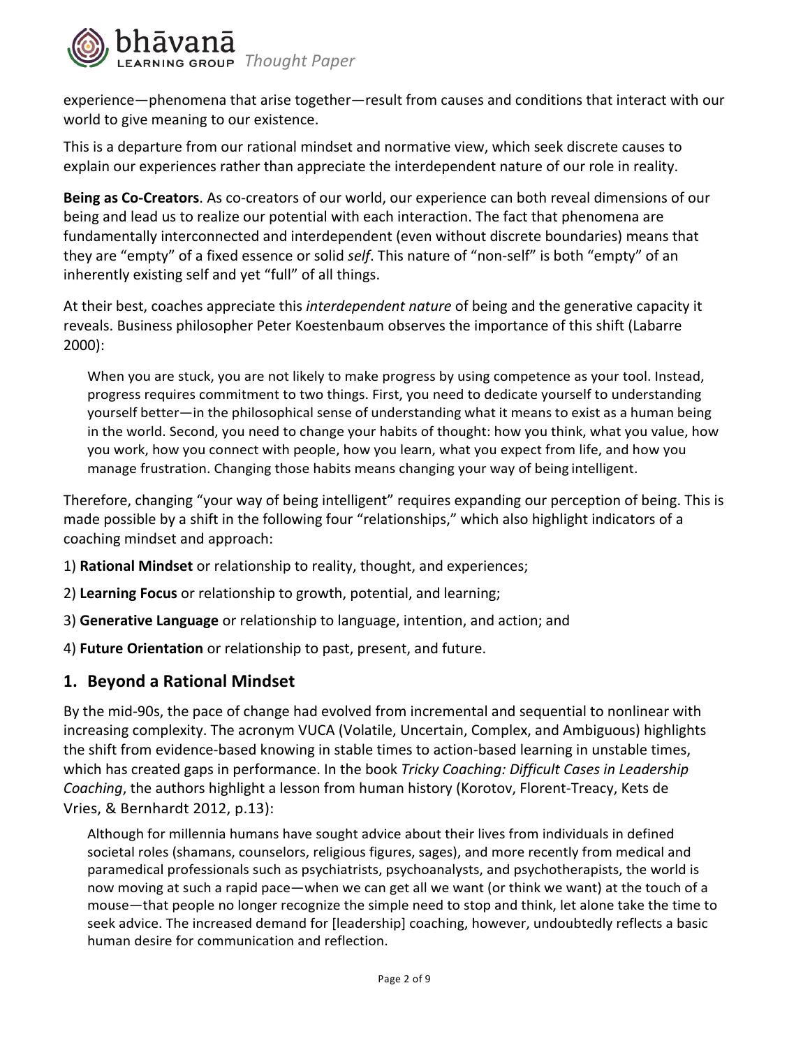experience—phenomena that arise together—result from causes and conditions that interact with our world to give meaning to our existence.

This is a departure from our rational mindset and normative view, which seek discrete causes to explain our experiences rather than appreciate the interdependent nature of our role in reality.

**Being as Co-Creators**. As co-creators of our world, our experience can both reveal dimensions of our being and lead us to realize our potential with each interaction. The fact that phenomena are fundamentally interconnected and interdependent (even without discrete boundaries) means that they are "empty" of a fixed essence or solid *self*. This nature of "non-self" is both "empty" of an inherently existing self and yet "full" of all things.

At their best, coaches appreciate this *interdependent nature* of being and the generative capacity it reveals. Business philosopher Peter Koestenbaum observes the importance of this shift (Labarre 2000):

> When you are stuck, you are not likely to make progress by using competence as your tool. Instead, progress requires commitment to two things. First, you need to dedicate yourself to understanding yourself better—in the philosophical sense of understanding what it means to exist as a human being in the world. Second, you need to change your habits of thought: how you think, what you value, how you work, how you connect with people, how you learn, what you expect from life, and how you manage frustration. Changing those habits means changing your way of being intelligent.

Therefore, changing "your way of being intelligent" requires expanding our perception of being. This is made possible by a shift in the following four "relationships," which also highlight indicators of a coaching mindset and approach:

1) **Rational Mindset** or relationship to reality, thought, and experiences;

2) **Learning Focus** or relationship to growth, potential, and learning;

3) **Generative Language** or relationship to language, intention, and action; and

4) **Future Orientation** or relationship to past, present, and future.

## 1. Beyond a Rational Mindset

By the mid-90s, the pace of change had evolved from incremental and sequential to nonlinear with increasing complexity. The acronym VUCA (Volatile, Uncertain, Complex, and Ambiguous) highlights the shift from evidence-based knowing in stable times to action-based learning in unstable times, which has created gaps in performance. In the book *Tricky Coaching: Difficult Cases in Leadership Coaching*, the authors highlight a lesson from human history (Korotov, Florent-Treacy, Kets de Vries, & Bernhardt 2012, p.13):

> Although for millennia humans have sought advice about their lives from individuals in defined societal roles (shamans, counselors, religious figures, sages), and more recently from medical and paramedical professionals such as psychiatrists, psychoanalysts, and psychotherapists, the world is now moving at such a rapid pace—when we can get all we want (or think we want) at the touch of a mouse—that people no longer recognize the simple need to stop and think, let alone take the time to seek advice. The increased demand for [leadership] coaching, however, undoubtedly reflects a basic human desire for communication and reflection.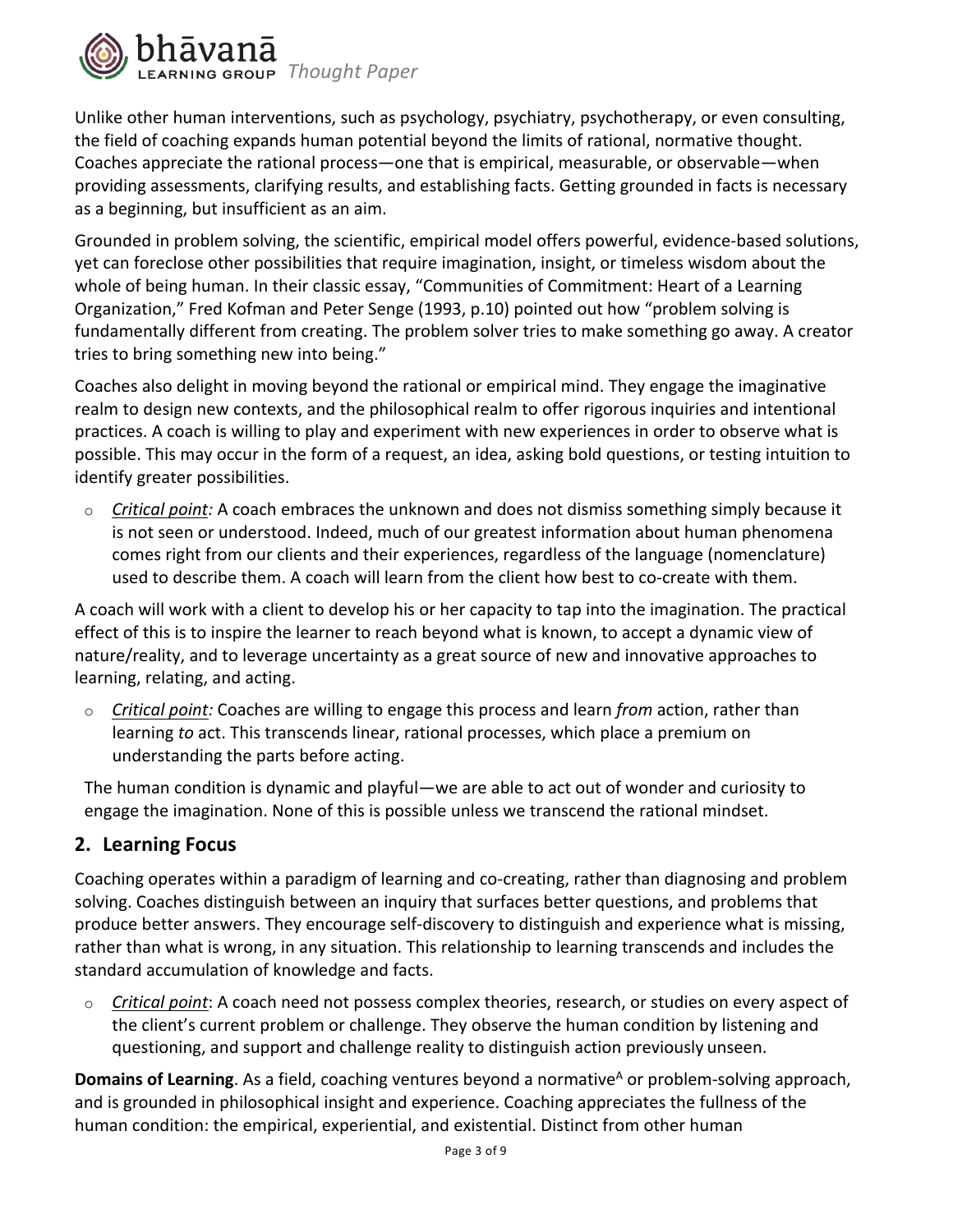Unlike other human interventions, such as psychology, psychiatry, psychotherapy, or even consulting, the field of coaching expands human potential beyond the limits of rational, normative thought. Coaches appreciate the rational process—one that is empirical, measurable, or observable—when providing assessments, clarifying results, and establishing facts. Getting grounded in facts is necessary as a beginning, but insufficient as an aim.

Grounded in problem solving, the scientific, empirical model offers powerful, evidence-based solutions, yet can foreclose other possibilities that require imagination, insight, or timeless wisdom about the whole of being human. In their classic essay, "Communities of Commitment: Heart of a Learning Organization," Fred Kofman and Peter Senge (1993, p.10) pointed out how "problem solving is fundamentally different from creating. The problem solver tries to make something go away. A creator tries to bring something new into being."

Coaches also delight in moving beyond the rational or empirical mind. They engage the imaginative realm to design new contexts, and the philosophical realm to offer rigorous inquiries and intentional practices. A coach is willing to play and experiment with new experiences in order to observe what is possible. This may occur in the form of a request, an idea, asking bold questions, or testing intuition to identify greater possibilities.

- *Critical point:* A coach embraces the unknown and does not dismiss something simply because it is not seen or understood. Indeed, much of our greatest information about human phenomena comes right from our clients and their experiences, regardless of the language (nomenclature) used to describe them. A coach will learn from the client how best to co-create with them.

A coach will work with a client to develop his or her capacity to tap into the imagination. The practical effect of this is to inspire the learner to reach beyond what is known, to accept a dynamic view of nature/reality, and to leverage uncertainty as a great source of new and innovative approaches to learning, relating, and acting.

- *Critical point:* Coaches are willing to engage this process and learn *from* action, rather than learning *to* act. This transcends linear, rational processes, which place a premium on understanding the parts before acting.

The human condition is dynamic and playful—we are able to act out of wonder and curiosity to engage the imagination. None of this is possible unless we transcend the rational mindset.

## 2. Learning Focus

Coaching operates within a paradigm of learning and co-creating, rather than diagnosing and problem solving. Coaches distinguish between an inquiry that surfaces better questions, and problems that produce better answers. They encourage self-discovery to distinguish and experience what is missing, rather than what is wrong, in any situation. This relationship to learning transcends and includes the standard accumulation of knowledge and facts.

- *Critical point*: A coach need not possess complex theories, research, or studies on every aspect of the client's current problem or challenge. They observe the human condition by listening and questioning, and support and challenge reality to distinguish action previously unseen.

**Domains of Learning**. As a field, coaching ventures beyond a normative[A] or problem-solving approach, and is grounded in philosophical insight and experience. Coaching appreciates the fullness of the human condition: the empirical, experiential, and existential. Distinct from other human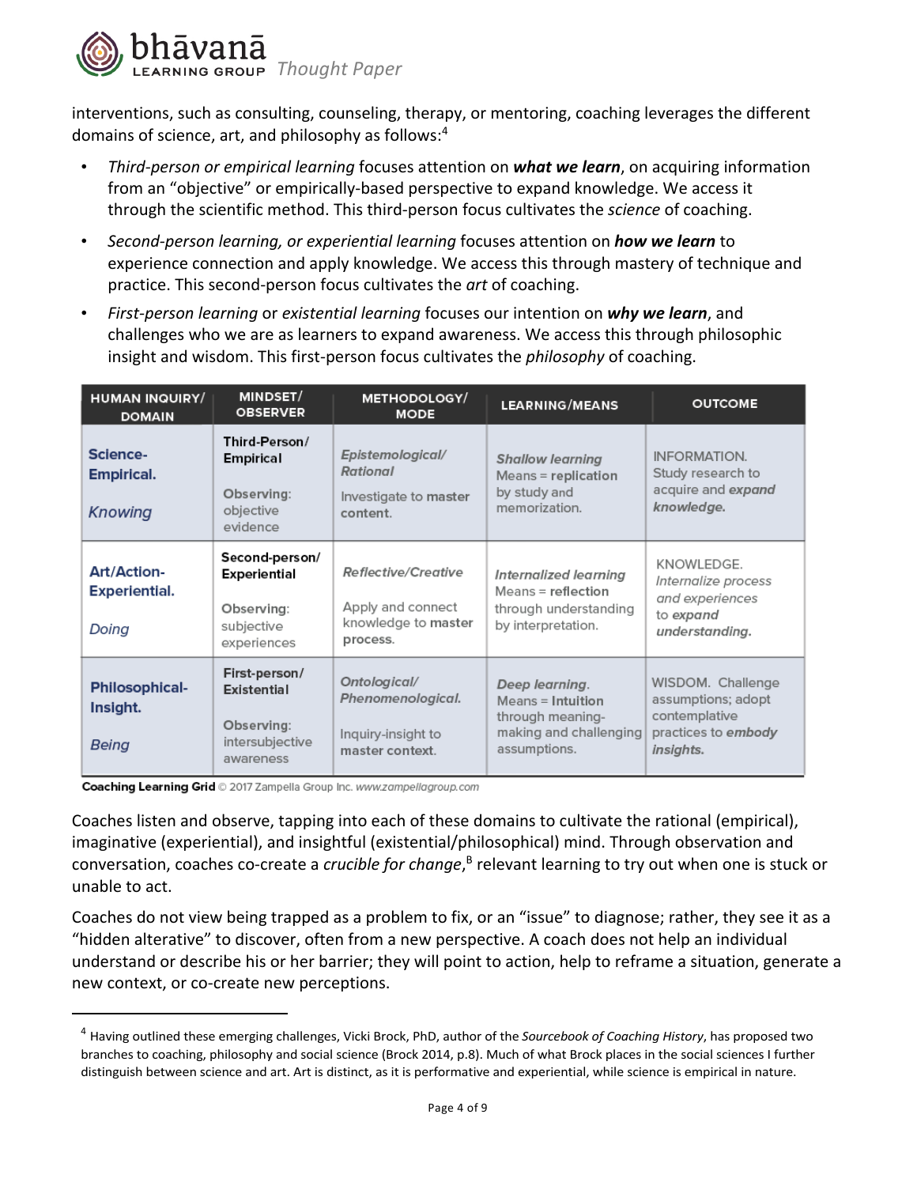interventions, such as consulting, counseling, therapy, or mentoring, coaching leverages the different domains of science, art, and philosophy as follows:[4]

- *Third-person or empirical learning* focuses attention on ***what we learn***, on acquiring information from an "objective" or empirically-based perspective to expand knowledge. We access it through the scientific method. This third-person focus cultivates the *science* of coaching.
- *Second-person learning, or experiential learning* focuses attention on ***how we learn*** to experience connection and apply knowledge. We access this through mastery of technique and practice. This second-person focus cultivates the *art* of coaching.
- *First-person learning* or *existential learning* focuses our intention on ***why we learn***, and challenges who we are as learners to expand awareness. We access this through philosophic insight and wisdom. This first-person focus cultivates the *philosophy* of coaching.

| HUMAN INQUIRY/ DOMAIN | MINDSET/ OBSERVER | METHODOLOGY/ MODE | LEARNING/MEANS | OUTCOME |
|---|---|---|---|---|
| **Science-Empirical.** *Knowing* | **Third-Person/ Empirical** Observing: objective evidence | *Epistemological/ Rational* Investigate to **master content.** | ***Shallow learning*** Means = **replication** by study and memorization. | INFORMATION. Study research to acquire and ***expand knowledge.*** |
| **Art/Action-Experiential.** *Doing* | **Second-person/ Experiential** Observing: subjective experiences | *Reflective/Creative* Apply and connect knowledge to **master process.** | ***Internalized learning*** Means = **reflection** through understanding by interpretation. | KNOWLEDGE. *Internalize process and experiences* to ***expand understanding.*** |
| **Philosophical-Insight.** *Being* | **First-person/ Existential** Observing: intersubjective awareness | *Ontological/ Phenomenological.* Inquiry-insight to **master context.** | ***Deep learning.*** Means = **Intuition** through meaning-making and challenging assumptions. | WISDOM. Challenge assumptions; adopt contemplative practices to ***embody insights.*** |

**Coaching Learning Grid** © 2017 Zampella Group Inc. *www.zampellagroup.com*

Coaches listen and observe, tapping into each of these domains to cultivate the rational (empirical), imaginative (experiential), and insightful (existential/philosophical) mind. Through observation and conversation, coaches co-create a *crucible for change*,[B] relevant learning to try out when one is stuck or unable to act.

Coaches do not view being trapped as a problem to fix, or an "issue" to diagnose; rather, they see it as a "hidden alterative" to discover, often from a new perspective. A coach does not help an individual understand or describe his or her barrier; they will point to action, help to reframe a situation, generate a new context, or co-create new perceptions.

---

[4] Having outlined these emerging challenges, Vicki Brock, PhD, author of the *Sourcebook of Coaching History*, has proposed two branches to coaching, philosophy and social science (Brock 2014, p.8). Much of what Brock places in the social sciences I further distinguish between science and art. Art is distinct, as it is performative and experiential, while science is empirical in nature.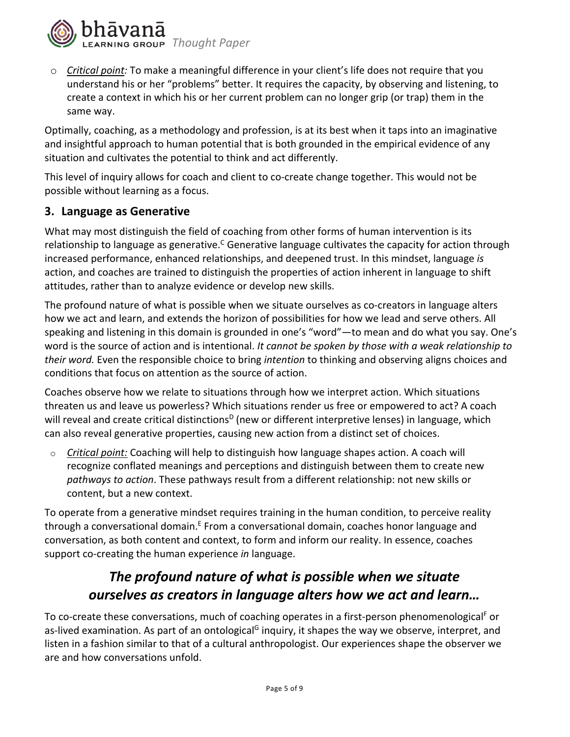- *Critical point:* To make a meaningful difference in your client's life does not require that you understand his or her "problems" better. It requires the capacity, by observing and listening, to create a context in which his or her current problem can no longer grip (or trap) them in the same way.

Optimally, coaching, as a methodology and profession, is at its best when it taps into an imaginative and insightful approach to human potential that is both grounded in the empirical evidence of any situation and cultivates the potential to think and act differently.

This level of inquiry allows for coach and client to co-create change together. This would not be possible without learning as a focus.

## 3. Language as Generative

What may most distinguish the field of coaching from other forms of human intervention is its relationship to language as generative.[C] Generative language cultivates the capacity for action through increased performance, enhanced relationships, and deepened trust. In this mindset, language *is* action, and coaches are trained to distinguish the properties of action inherent in language to shift attitudes, rather than to analyze evidence or develop new skills.

The profound nature of what is possible when we situate ourselves as co-creators in language alters how we act and learn, and extends the horizon of possibilities for how we lead and serve others. All speaking and listening in this domain is grounded in one's "word"—to mean and do what you say. One's word is the source of action and is intentional. *It cannot be spoken by those with a weak relationship to their word.* Even the responsible choice to bring *intention* to thinking and observing aligns choices and conditions that focus on attention as the source of action.

Coaches observe how we relate to situations through how we interpret action. Which situations threaten us and leave us powerless? Which situations render us free or empowered to act? A coach will reveal and create critical distinctions[D] (new or different interpretive lenses) in language, which can also reveal generative properties, causing new action from a distinct set of choices.

- *Critical point:* Coaching will help to distinguish how language shapes action. A coach will recognize conflated meanings and perceptions and distinguish between them to create new *pathways to action*. These pathways result from a different relationship: not new skills or content, but a new context.

To operate from a generative mindset requires training in the human condition, to perceive reality through a conversational domain.[E] From a conversational domain, coaches honor language and conversation, as both content and context, to form and inform our reality. In essence, coaches support co-creating the human experience *in* language.

***The profound nature of what is possible when we situate ourselves as creators in language alters how we act and learn…***

To co-create these conversations, much of coaching operates in a first-person phenomenological[F] or as-lived examination. As part of an ontological[G] inquiry, it shapes the way we observe, interpret, and listen in a fashion similar to that of a cultural anthropologist. Our experiences shape the observer we are and how conversations unfold.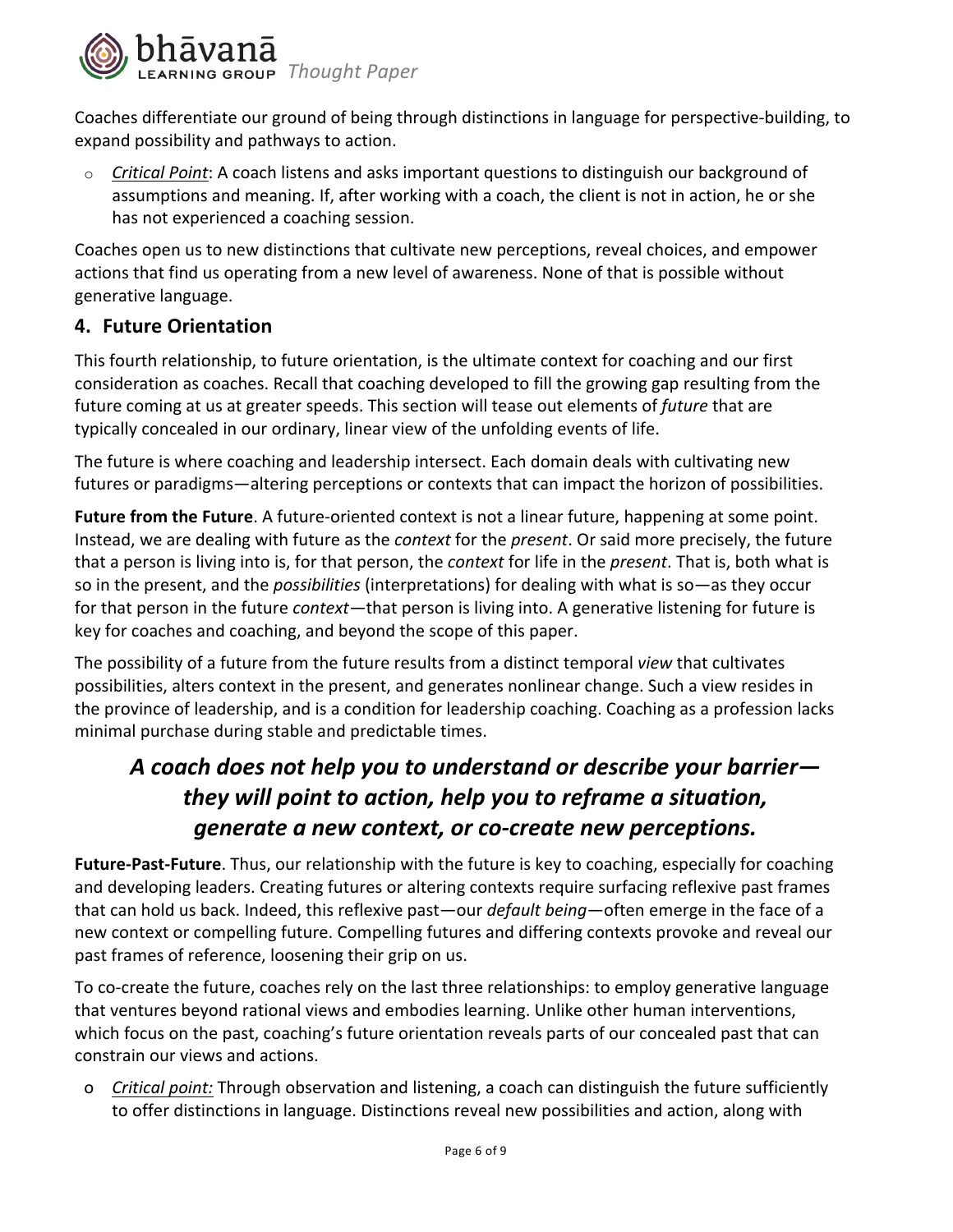Coaches differentiate our ground of being through distinctions in language for perspective-building, to expand possibility and pathways to action.

- *Critical Point*: A coach listens and asks important questions to distinguish our background of assumptions and meaning. If, after working with a coach, the client is not in action, he or she has not experienced a coaching session.

Coaches open us to new distinctions that cultivate new perceptions, reveal choices, and empower actions that find us operating from a new level of awareness. None of that is possible without generative language.

## 4. Future Orientation

This fourth relationship, to future orientation, is the ultimate context for coaching and our first consideration as coaches. Recall that coaching developed to fill the growing gap resulting from the future coming at us at greater speeds. This section will tease out elements of *future* that are typically concealed in our ordinary, linear view of the unfolding events of life.

The future is where coaching and leadership intersect. Each domain deals with cultivating new futures or paradigms—altering perceptions or contexts that can impact the horizon of possibilities.

**Future from the Future**. A future-oriented context is not a linear future, happening at some point. Instead, we are dealing with future as the *context* for the *present*. Or said more precisely, the future that a person is living into is, for that person, the *context* for life in the *present*. That is, both what is so in the present, and the *possibilities* (interpretations) for dealing with what is so—as they occur for that person in the future *context*—that person is living into. A generative listening for future is key for coaches and coaching, and beyond the scope of this paper.

The possibility of a future from the future results from a distinct temporal *view* that cultivates possibilities, alters context in the present, and generates nonlinear change. Such a view resides in the province of leadership, and is a condition for leadership coaching. Coaching as a profession lacks minimal purchase during stable and predictable times.

> ***A coach does not help you to understand or describe your barrier—they will point to action, help you to reframe a situation, generate a new context, or co-create new perceptions.***

**Future-Past-Future**. Thus, our relationship with the future is key to coaching, especially for coaching and developing leaders. Creating futures or altering contexts require surfacing reflexive past frames that can hold us back. Indeed, this reflexive past—our *default being*—often emerge in the face of a new context or compelling future. Compelling futures and differing contexts provoke and reveal our past frames of reference, loosening their grip on us.

To co-create the future, coaches rely on the last three relationships: to employ generative language that ventures beyond rational views and embodies learning. Unlike other human interventions, which focus on the past, coaching's future orientation reveals parts of our concealed past that can constrain our views and actions.

- *Critical point:* Through observation and listening, a coach can distinguish the future sufficiently to offer distinctions in language. Distinctions reveal new possibilities and action, along with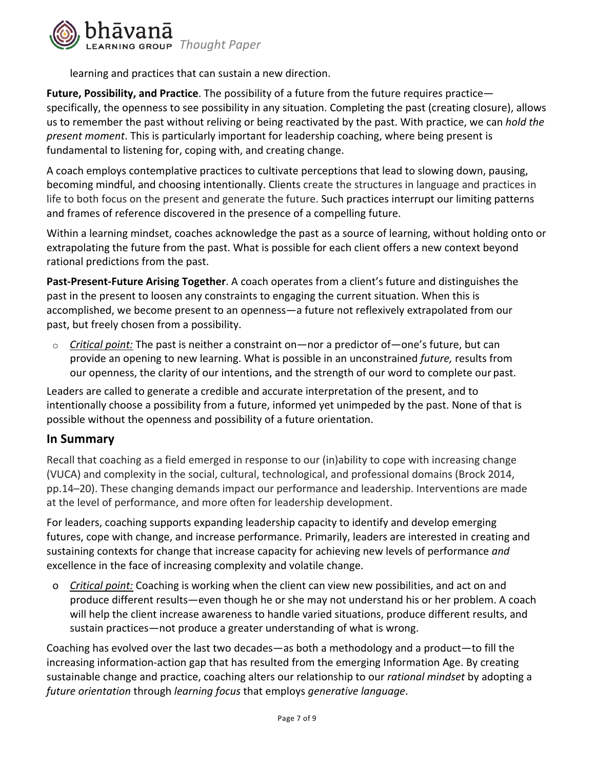learning and practices that can sustain a new direction.

**Future, Possibility, and Practice**. The possibility of a future from the future requires practice—specifically, the openness to see possibility in any situation. Completing the past (creating closure), allows us to remember the past without reliving or being reactivated by the past. With practice, we can *hold the present moment*. This is particularly important for leadership coaching, where being present is fundamental to listening for, coping with, and creating change.

A coach employs contemplative practices to cultivate perceptions that lead to slowing down, pausing, becoming mindful, and choosing intentionally. Clients create the structures in language and practices in life to both focus on the present and generate the future. Such practices interrupt our limiting patterns and frames of reference discovered in the presence of a compelling future.

Within a learning mindset, coaches acknowledge the past as a source of learning, without holding onto or extrapolating the future from the past. What is possible for each client offers a new context beyond rational predictions from the past.

**Past-Present-Future Arising Together**. A coach operates from a client's future and distinguishes the past in the present to loosen any constraints to engaging the current situation. When this is accomplished, we become present to an openness—a future not reflexively extrapolated from our past, but freely chosen from a possibility.

- *Critical point:* The past is neither a constraint on—nor a predictor of—one's future, but can provide an opening to new learning. What is possible in an unconstrained *future,* results from our openness, the clarity of our intentions, and the strength of our word to complete our past.

Leaders are called to generate a credible and accurate interpretation of the present, and to intentionally choose a possibility from a future, informed yet unimpeded by the past. None of that is possible without the openness and possibility of a future orientation.

## In Summary

Recall that coaching as a field emerged in response to our (in)ability to cope with increasing change (VUCA) and complexity in the social, cultural, technological, and professional domains (Brock 2014, pp.14–20). These changing demands impact our performance and leadership. Interventions are made at the level of performance, and more often for leadership development.

For leaders, coaching supports expanding leadership capacity to identify and develop emerging futures, cope with change, and increase performance. Primarily, leaders are interested in creating and sustaining contexts for change that increase capacity for achieving new levels of performance *and* excellence in the face of increasing complexity and volatile change.

- *Critical point:* Coaching is working when the client can view new possibilities, and act on and produce different results—even though he or she may not understand his or her problem. A coach will help the client increase awareness to handle varied situations, produce different results, and sustain practices—not produce a greater understanding of what is wrong.

Coaching has evolved over the last two decades—as both a methodology and a product—to fill the increasing information-action gap that has resulted from the emerging Information Age. By creating sustainable change and practice, coaching alters our relationship to our *rational mindset* by adopting a *future orientation* through *learning focus* that employs *generative language*.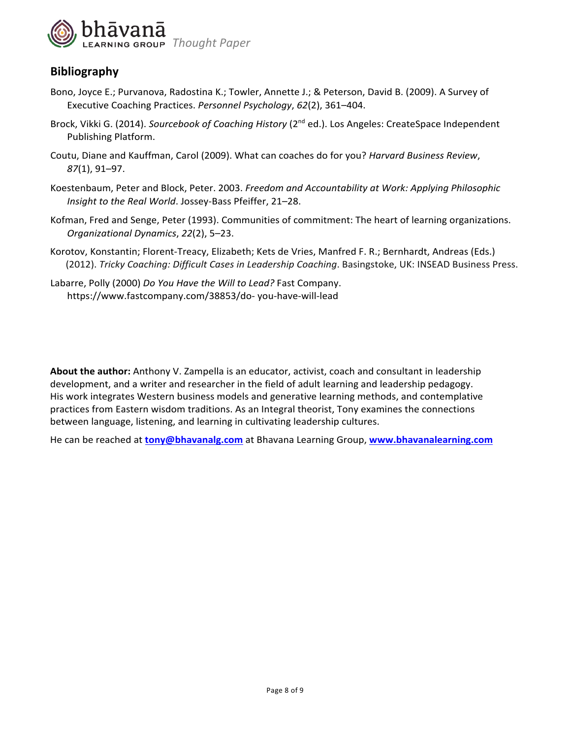## Bibliography

Bono, Joyce E.; Purvanova, Radostina K.; Towler, Annette J.; & Peterson, David B. (2009). A Survey of Executive Coaching Practices. *Personnel Psychology*, *62*(2), 361–404.

Brock, Vikki G. (2014). *Sourcebook of Coaching History* (2nd ed.). Los Angeles: CreateSpace Independent Publishing Platform.

Coutu, Diane and Kauffman, Carol (2009). What can coaches do for you? *Harvard Business Review*, *87*(1), 91–97.

Koestenbaum, Peter and Block, Peter. 2003. *Freedom and Accountability at Work: Applying Philosophic Insight to the Real World*. Jossey-Bass Pfeiffer, 21–28.

Kofman, Fred and Senge, Peter (1993). Communities of commitment: The heart of learning organizations. *Organizational Dynamics*, *22*(2), 5–23.

Korotov, Konstantin; Florent-Treacy, Elizabeth; Kets de Vries, Manfred F. R.; Bernhardt, Andreas (Eds.) (2012). *Tricky Coaching: Difficult Cases in Leadership Coaching*. Basingstoke, UK: INSEAD Business Press.

Labarre, Polly (2000) *Do You Have the Will to Lead?* Fast Company. https://www.fastcompany.com/38853/do- you-have-will-lead

**About the author:** Anthony V. Zampella is an educator, activist, coach and consultant in leadership development, and a writer and researcher in the field of adult learning and leadership pedagogy. His work integrates Western business models and generative learning methods, and contemplative practices from Eastern wisdom traditions. As an Integral theorist, Tony examines the connections between language, listening, and learning in cultivating leadership cultures.

He can be reached at **tony@bhavanalg.com** at Bhavana Learning Group, **www.bhavanalearning.com**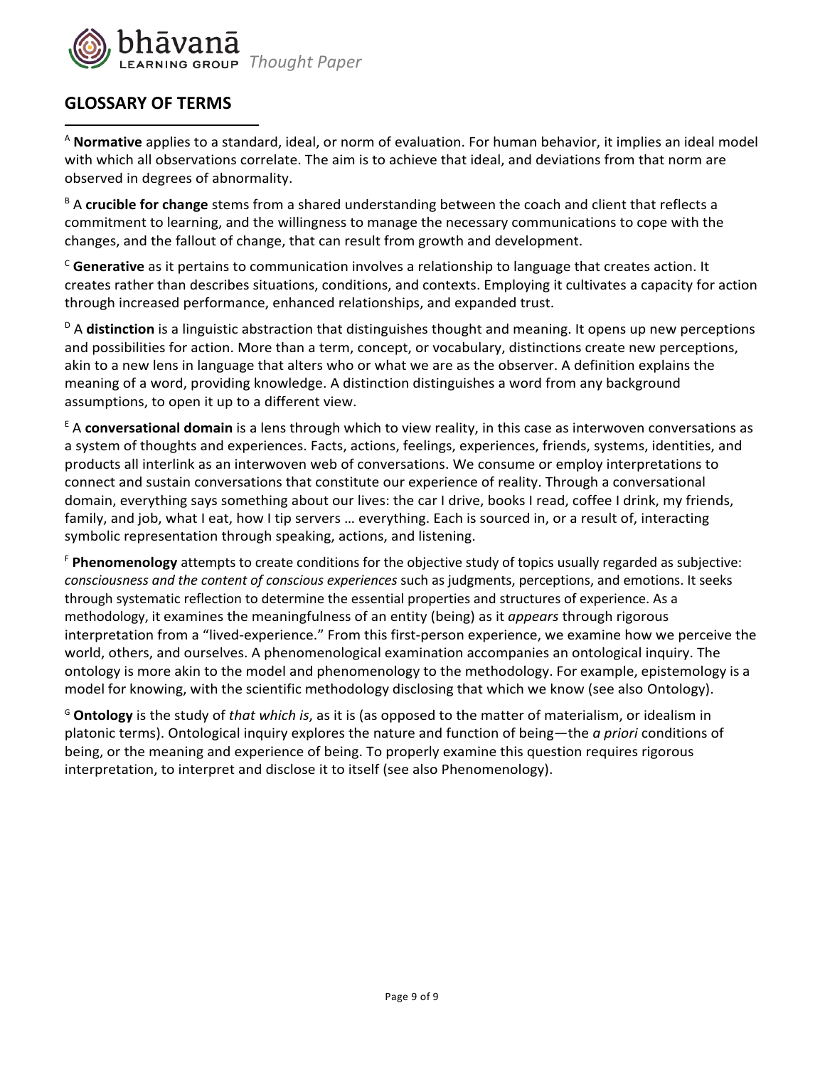## GLOSSARY OF TERMS

[A] **Normative** applies to a standard, ideal, or norm of evaluation. For human behavior, it implies an ideal model with which all observations correlate. The aim is to achieve that ideal, and deviations from that norm are observed in degrees of abnormality.

[B] A **crucible for change** stems from a shared understanding between the coach and client that reflects a commitment to learning, and the willingness to manage the necessary communications to cope with the changes, and the fallout of change, that can result from growth and development.

[C] **Generative** as it pertains to communication involves a relationship to language that creates action. It creates rather than describes situations, conditions, and contexts. Employing it cultivates a capacity for action through increased performance, enhanced relationships, and expanded trust.

[D] A **distinction** is a linguistic abstraction that distinguishes thought and meaning. It opens up new perceptions and possibilities for action. More than a term, concept, or vocabulary, distinctions create new perceptions, akin to a new lens in language that alters who or what we are as the observer. A definition explains the meaning of a word, providing knowledge. A distinction distinguishes a word from any background assumptions, to open it up to a different view.

[E] A **conversational domain** is a lens through which to view reality, in this case as interwoven conversations as a system of thoughts and experiences. Facts, actions, feelings, experiences, friends, systems, identities, and products all interlink as an interwoven web of conversations. We consume or employ interpretations to connect and sustain conversations that constitute our experience of reality. Through a conversational domain, everything says something about our lives: the car I drive, books I read, coffee I drink, my friends, family, and job, what I eat, how I tip servers … everything. Each is sourced in, or a result of, interacting symbolic representation through speaking, actions, and listening.

[F] **Phenomenology** attempts to create conditions for the objective study of topics usually regarded as subjective: *consciousness and the content of conscious experiences* such as judgments, perceptions, and emotions. It seeks through systematic reflection to determine the essential properties and structures of experience. As a methodology, it examines the meaningfulness of an entity (being) as it *appears* through rigorous interpretation from a "lived-experience." From this first-person experience, we examine how we perceive the world, others, and ourselves. A phenomenological examination accompanies an ontological inquiry. The ontology is more akin to the model and phenomenology to the methodology. For example, epistemology is a model for knowing, with the scientific methodology disclosing that which we know (see also Ontology).

[G] **Ontology** is the study of *that which is*, as it is (as opposed to the matter of materialism, or idealism in platonic terms). Ontological inquiry explores the nature and function of being—the *a priori* conditions of being, or the meaning and experience of being. To properly examine this question requires rigorous interpretation, to interpret and disclose it to itself (see also Phenomenology).